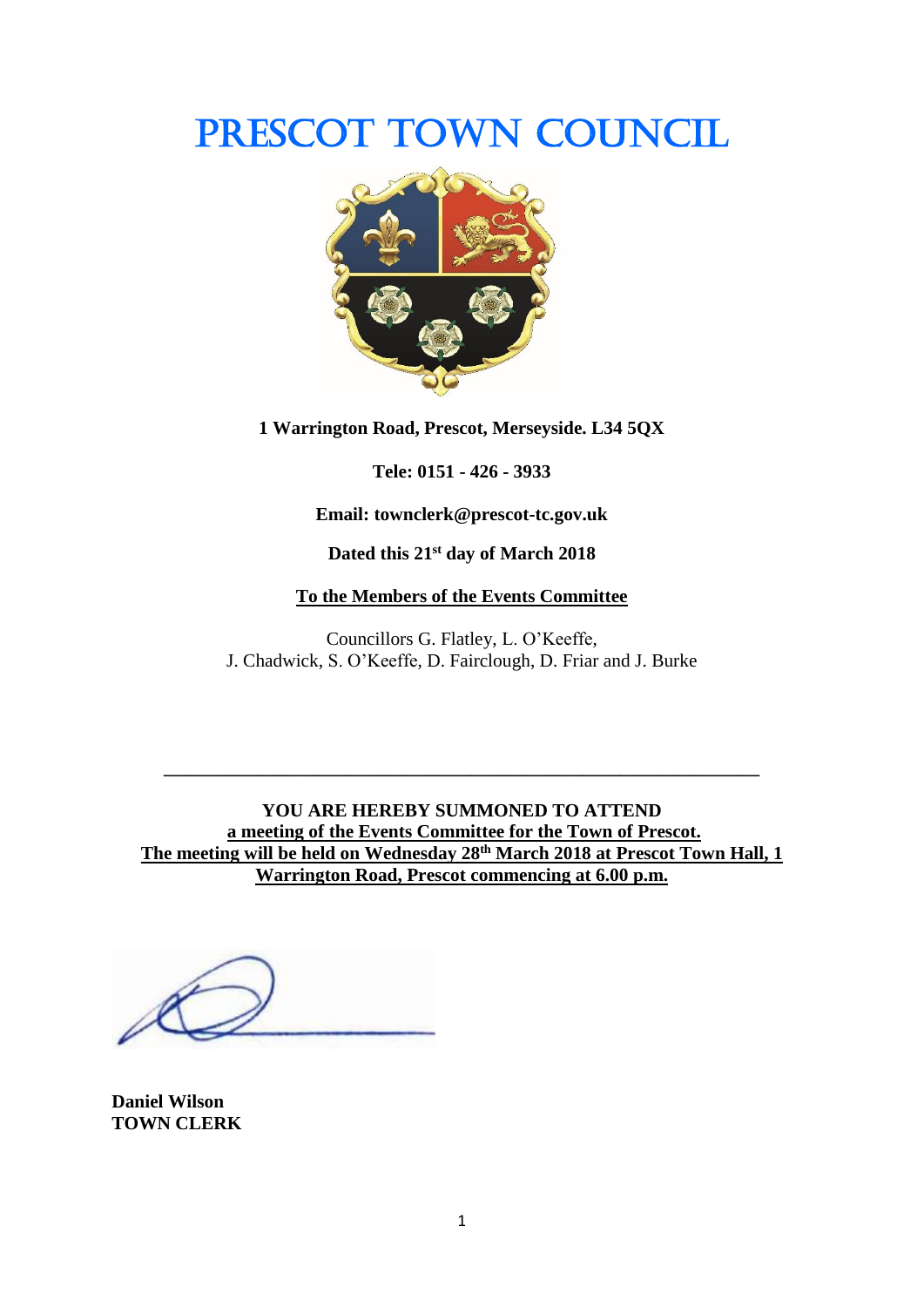# PRESCOT TOWN COUNCIL

**1 Warrington Road, Prescot, Merseyside. L34 5QX**

**Tele: 0151 - 426 - 3933**

**Email: townclerk@prescot-tc.gov.uk**

**Dated this 21st day of March 2018**

**To the Members of the Events Committee**

Councillors G. Flatley, L. O'Keeffe,
J. Chadwick, S. O'Keeffe, D. Fairclough, D. Friar and J. Burke

---

**YOU ARE HEREBY SUMMONED TO ATTEND**
**a meeting of the Events Committee for the Town of Prescot.**
**The meeting will be held on Wednesday 28th March 2018 at Prescot Town Hall, 1 Warrington Road, Prescot commencing at 6.00 p.m.**

**Daniel Wilson**
**TOWN CLERK**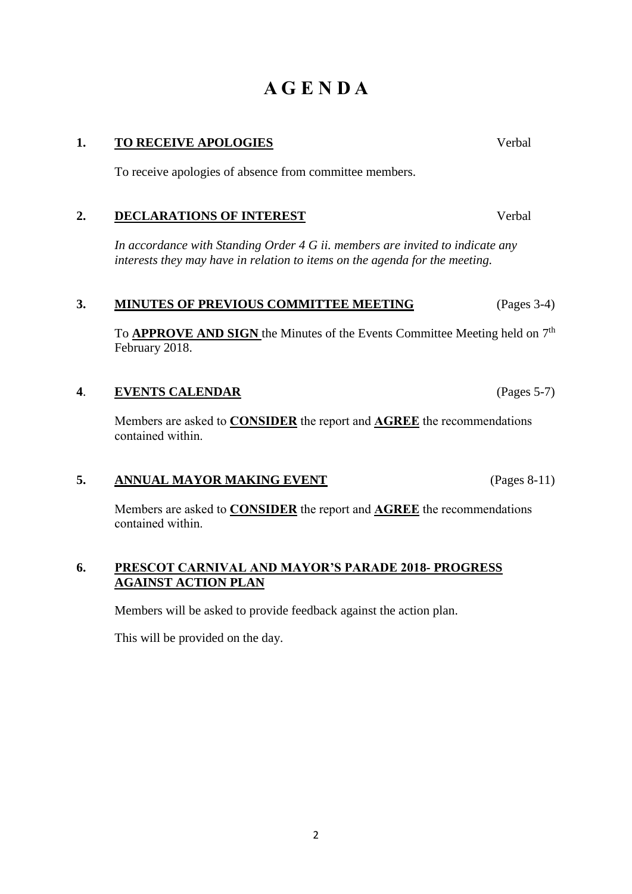# A G E N D A

**1. TO RECEIVE APOLOGIES** Verbal

To receive apologies of absence from committee members.

**2. DECLARATIONS OF INTEREST** Verbal

*In accordance with Standing Order 4 G ii. members are invited to indicate any interests they may have in relation to items on the agenda for the meeting.*

**3. MINUTES OF PREVIOUS COMMITTEE MEETING** (Pages 3-4)

To **APPROVE AND SIGN** the Minutes of the Events Committee Meeting held on 7th February 2018.

**4. EVENTS CALENDAR** (Pages 5-7)

Members are asked to **CONSIDER** the report and **AGREE** the recommendations contained within.

**5. ANNUAL MAYOR MAKING EVENT** (Pages 8-11)

Members are asked to **CONSIDER** the report and **AGREE** the recommendations contained within.

**6. PRESCOT CARNIVAL AND MAYOR'S PARADE 2018- PROGRESS AGAINST ACTION PLAN**

Members will be asked to provide feedback against the action plan.

This will be provided on the day.